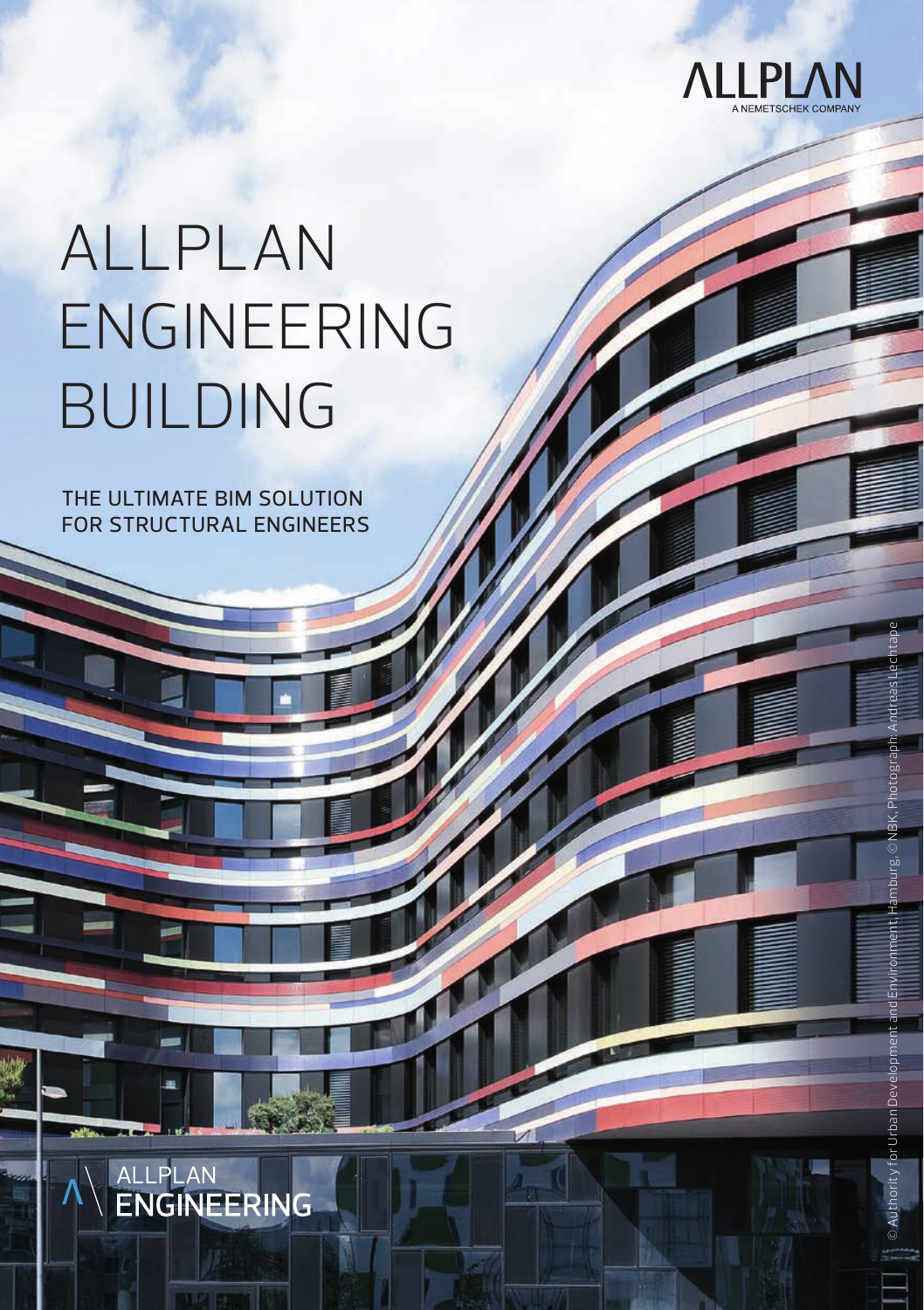ALLPLAN
A NEMETSCHEK COMPANY

# ALLPLAN ENGINEERING BUILDING

## THE ULTIMATE BIM SOLUTION FOR STRUCTURAL ENGINEERS

ALLPLAN ENGINEERING

© Authority for Urban Development and Environment, Hamburg, © NBK, Photograph: Andreas Lechtape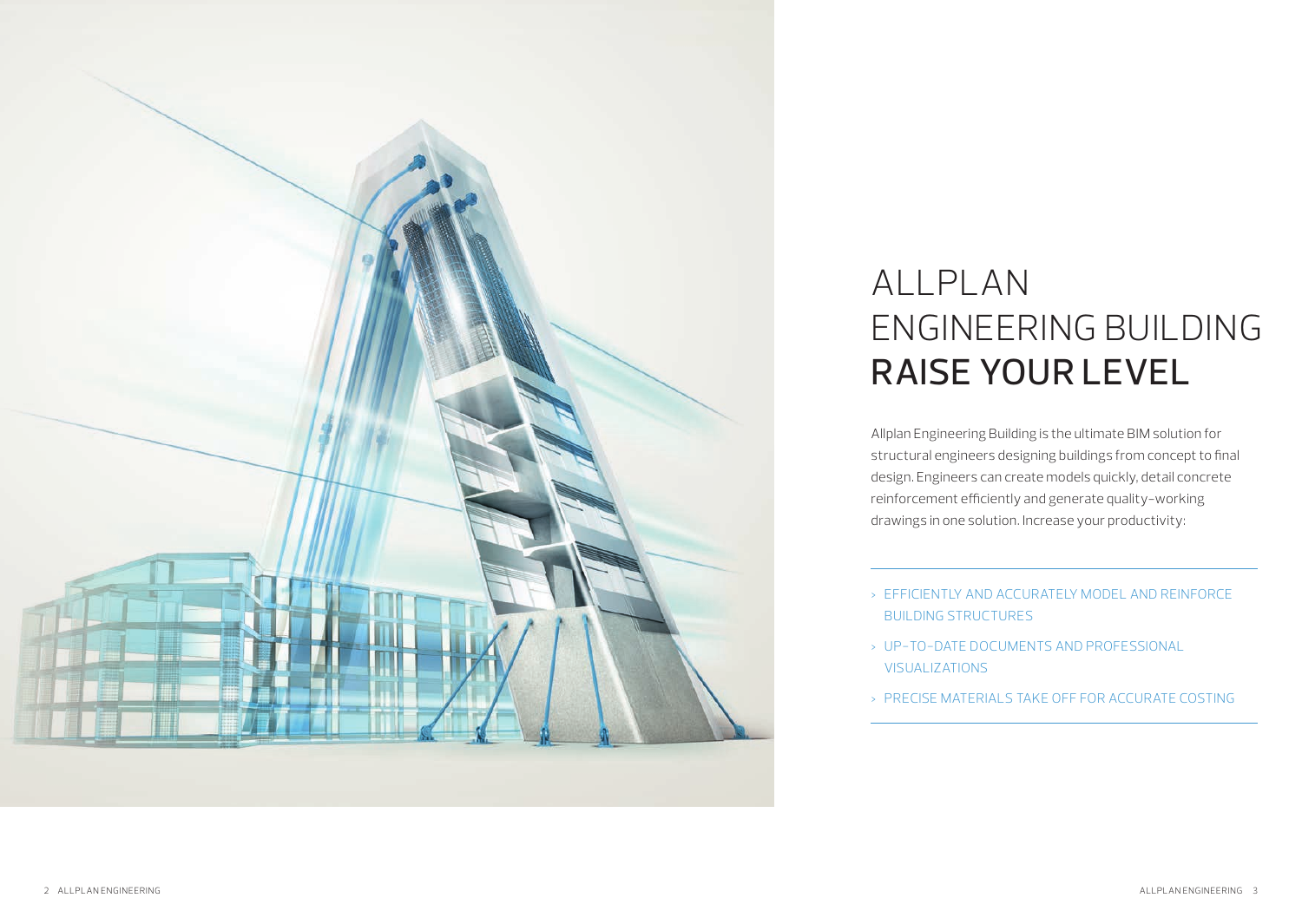# ALLPLAN ENGINEERING BUILDING RAISE YOUR LEVEL

Allplan Engineering Building is the ultimate BIM solution for structural engineers designing buildings from concept to final design. Engineers can create models quickly, detail concrete reinforcement efficiently and generate quality-working drawings in one solution. Increase your productivity:

- > EFFICIENTLY AND ACCURATELY MODEL AND REINFORCE BUILDING STRUCTURES
- > UP-TO-DATE DOCUMENTS AND PROFESSIONAL VISUALIZATIONS
- > PRECISE MATERIALS TAKE OFF FOR ACCURATE COSTING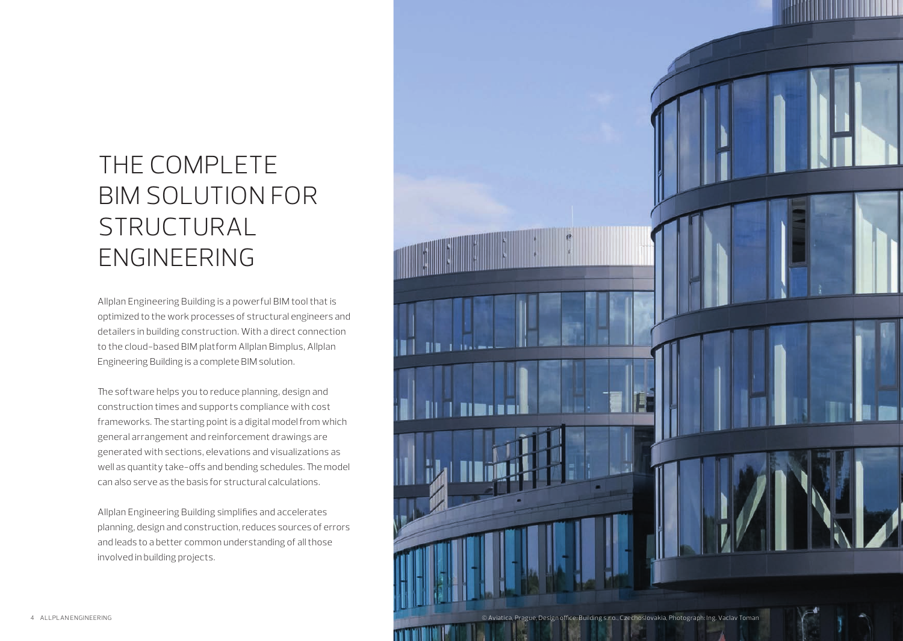# THE COMPLETE BIM SOLUTION FOR STRUCTURAL ENGINEERING

Allplan Engineering Building is a powerful BIM tool that is optimized to the work processes of structural engineers and detailers in building construction. With a direct connection to the cloud-based BIM platform Allplan Bimplus, Allplan Engineering Building is a complete BIM solution.

The software helps you to reduce planning, design and construction times and supports compliance with cost frameworks. The starting point is a digital model from which general arrangement and reinforcement drawings are generated with sections, elevations and visualizations as well as quantity take-offs and bending schedules. The model can also serve as the basis for structural calculations.

Allplan Engineering Building simplifies and accelerates planning, design and construction, reduces sources of errors and leads to a better common understanding of all those involved in building projects.

© Aviatica, Prague, Design office: Building s.r.o., Czechoslovakia, Photograph: Ing. Vaclav Toman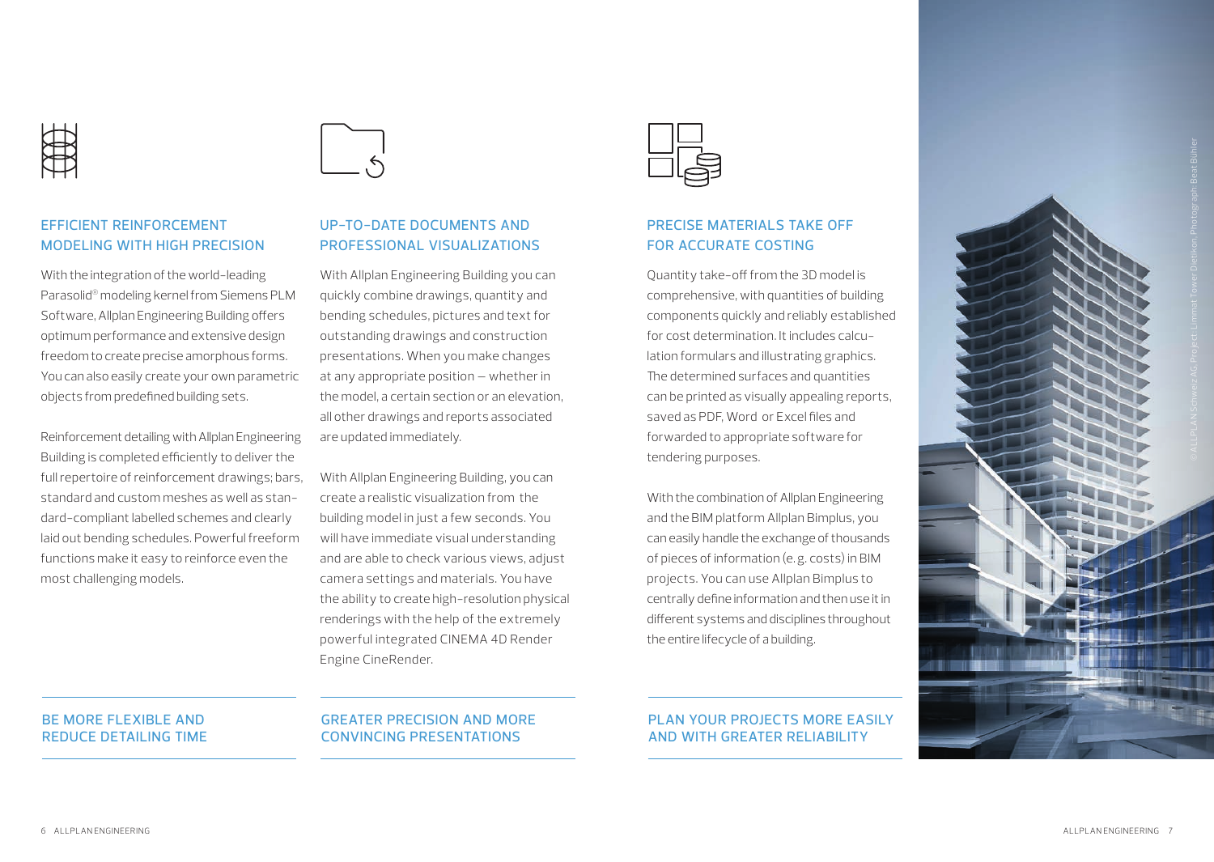## EFFICIENT REINFORCEMENT MODELING WITH HIGH PRECISION

With the integration of the world-leading Parasolid® modeling kernel from Siemens PLM Software, Allplan Engineering Building offers optimum performance and extensive design freedom to create precise amorphous forms. You can also easily create your own parametric objects from predefined building sets.

Reinforcement detailing with Allplan Engineering Building is completed efficiently to deliver the full repertoire of reinforcement drawings; bars, standard and custom meshes as well as standard-compliant labelled schemes and clearly laid out bending schedules. Powerful freeform functions make it easy to reinforce even the most challenging models.

**BE MORE FLEXIBLE AND REDUCE DETAILING TIME**

## UP-TO-DATE DOCUMENTS AND PROFESSIONAL VISUALIZATIONS

With Allplan Engineering Building you can quickly combine drawings, quantity and bending schedules, pictures and text for outstanding drawings and construction presentations. When you make changes at any appropriate position – whether in the model, a certain section or an elevation, all other drawings and reports associated are updated immediately.

With Allplan Engineering Building, you can create a realistic visualization from the building model in just a few seconds. You will have immediate visual understanding and are able to check various views, adjust camera settings and materials. You have the ability to create high-resolution physical renderings with the help of the extremely powerful integrated CINEMA 4D Render Engine CineRender.

**GREATER PRECISION AND MORE CONVINCING PRESENTATIONS**

## PRECISE MATERIALS TAKE OFF FOR ACCURATE COSTING

Quantity take-off from the 3D model is comprehensive, with quantities of building components quickly and reliably established for cost determination. It includes calculation formulars and illustrating graphics. The determined surfaces and quantities can be printed as visually appealing reports, saved as PDF, Word or Excel files and forwarded to appropriate software for tendering purposes.

With the combination of Allplan Engineering and the BIM platform Allplan Bimplus, you can easily handle the exchange of thousands of pieces of information (e.g. costs) in BIM projects. You can use Allplan Bimplus to centrally define information and then use it in different systems and disciplines throughout the entire lifecycle of a building.

**PLAN YOUR PROJECTS MORE EASILY AND WITH GREATER RELIABILITY**

© ALLPLAN Schweiz AG Project: Limmat Tower Dietikon, Photograph Beat Bühler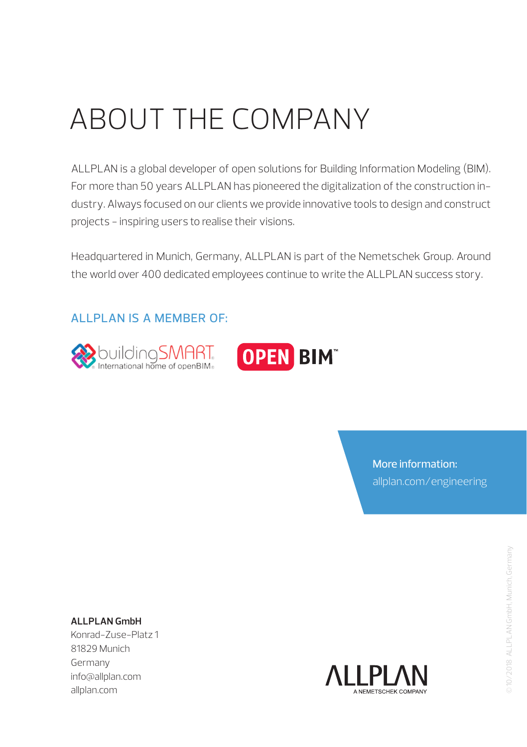# ABOUT THE COMPANY

ALLPLAN is a global developer of open solutions for Building Information Modeling (BIM). For more than 50 years ALLPLAN has pioneered the digitalization of the construction industry. Always focused on our clients we provide innovative tools to design and construct projects – inspiring users to realise their visions.

Headquartered in Munich, Germany, ALLPLAN is part of the Nemetschek Group. Around the world over 400 dedicated employees continue to write the ALLPLAN success story.

## ALLPLAN IS A MEMBER OF:

buildingSMART International home of openBIM

OPEN BIM™

**More information:**
allplan.com/engineering

**ALLPLAN GmbH**
Konrad-Zuse-Platz 1
81829 Munich
Germany
info@allplan.com
allplan.com

ALLPLAN
A NEMETSCHEK COMPANY

© 10/2018 ALLPLAN GmbH, Munich, Germany